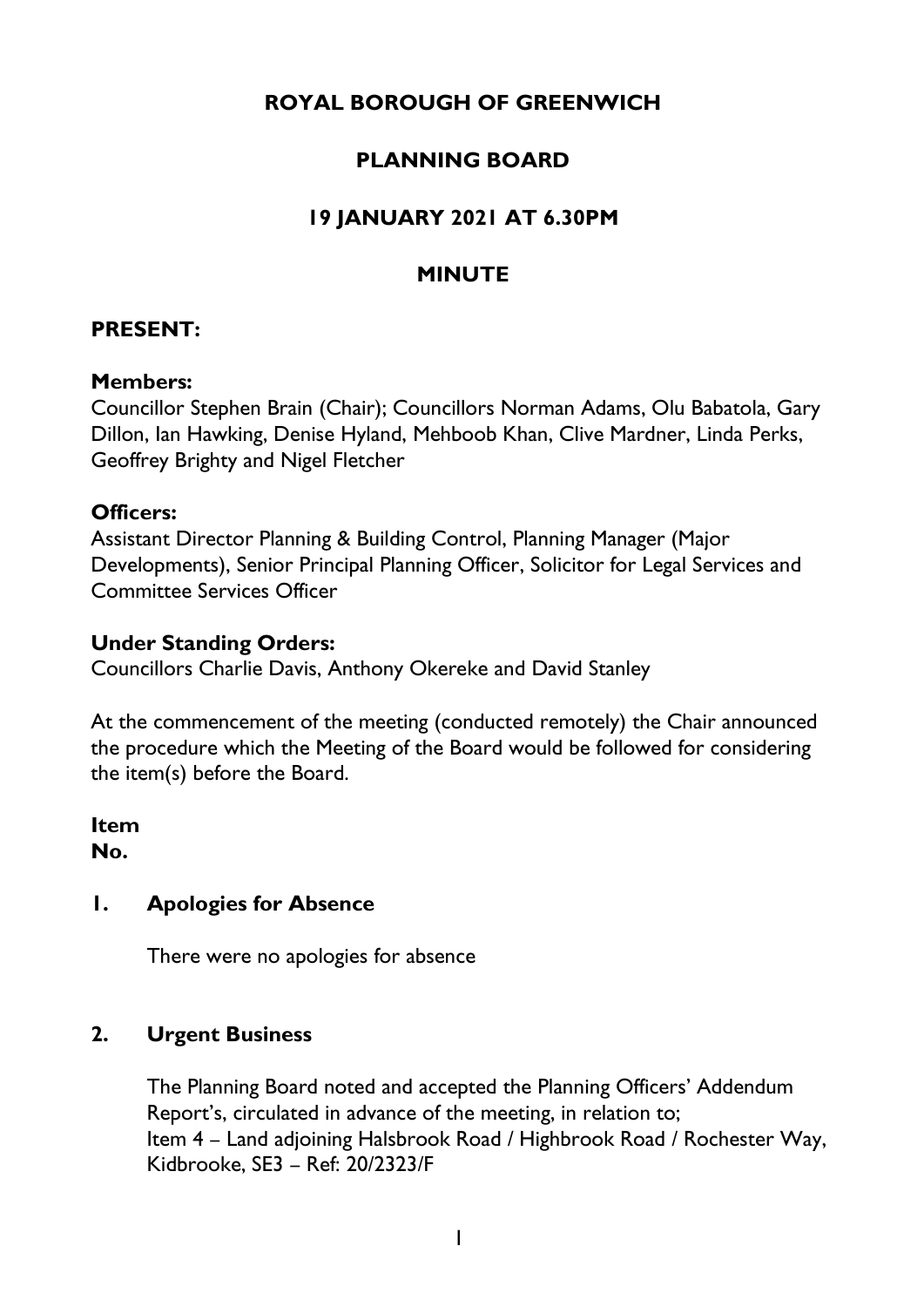# ROYAL BOROUGH OF GREENWICH

## PLANNING BOARD

## 19 JANUARY 2021 AT 6.30PM

## MINUTE

### PRESENT:

**Members:**
Councillor Stephen Brain (Chair); Councillors Norman Adams, Olu Babatola, Gary Dillon, Ian Hawking, Denise Hyland, Mehboob Khan, Clive Mardner, Linda Perks, Geoffrey Brighty and Nigel Fletcher

**Officers:**
Assistant Director Planning & Building Control, Planning Manager (Major Developments), Senior Principal Planning Officer, Solicitor for Legal Services and Committee Services Officer

**Under Standing Orders:**
Councillors Charlie Davis, Anthony Okereke and David Stanley

At the commencement of the meeting (conducted remotely) the Chair announced the procedure which the Meeting of the Board would be followed for considering the item(s) before the Board.

**Item No.**

**1. Apologies for Absence**

There were no apologies for absence

**2. Urgent Business**

The Planning Board noted and accepted the Planning Officers' Addendum Report's, circulated in advance of the meeting, in relation to;
Item 4 – Land adjoining Halsbrook Road / Highbrook Road / Rochester Way, Kidbrooke, SE3 – Ref: 20/2323/F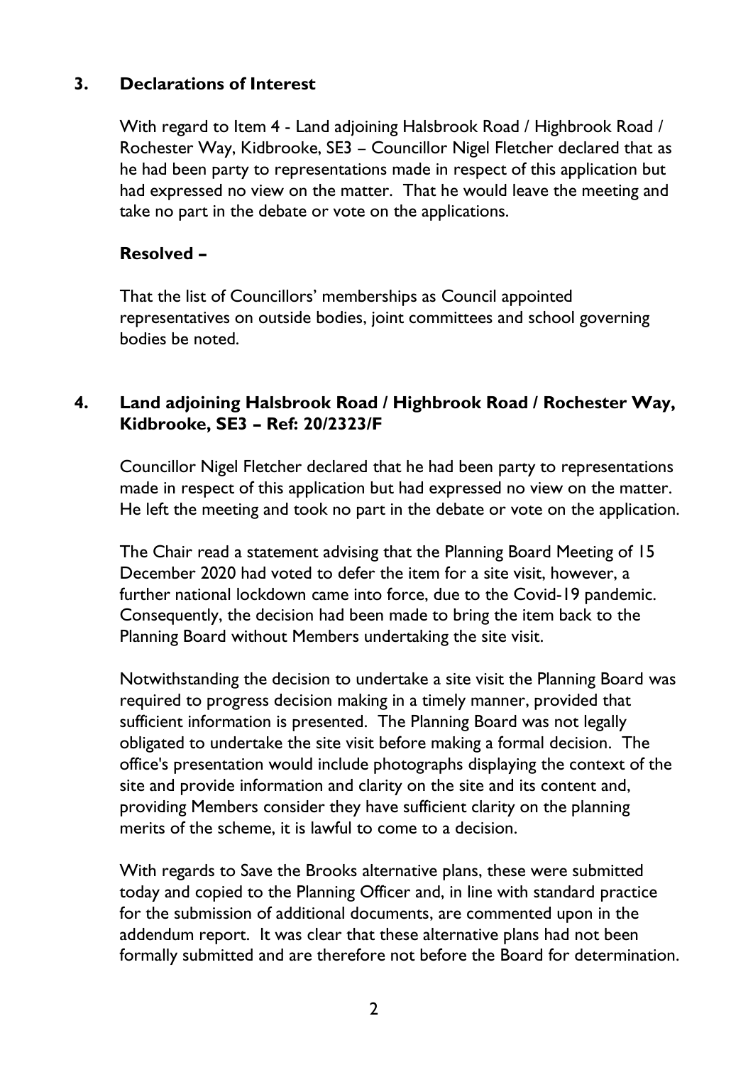## 3. Declarations of Interest

With regard to Item 4 - Land adjoining Halsbrook Road / Highbrook Road / Rochester Way, Kidbrooke, SE3 – Councillor Nigel Fletcher declared that as he had been party to representations made in respect of this application but had expressed no view on the matter. That he would leave the meeting and take no part in the debate or vote on the applications.

**Resolved –**

That the list of Councillors' memberships as Council appointed representatives on outside bodies, joint committees and school governing bodies be noted.

## 4. Land adjoining Halsbrook Road / Highbrook Road / Rochester Way, Kidbrooke, SE3 – Ref: 20/2323/F

Councillor Nigel Fletcher declared that he had been party to representations made in respect of this application but had expressed no view on the matter. He left the meeting and took no part in the debate or vote on the application.

The Chair read a statement advising that the Planning Board Meeting of 15 December 2020 had voted to defer the item for a site visit, however, a further national lockdown came into force, due to the Covid-19 pandemic. Consequently, the decision had been made to bring the item back to the Planning Board without Members undertaking the site visit.

Notwithstanding the decision to undertake a site visit the Planning Board was required to progress decision making in a timely manner, provided that sufficient information is presented. The Planning Board was not legally obligated to undertake the site visit before making a formal decision. The office's presentation would include photographs displaying the context of the site and provide information and clarity on the site and its content and, providing Members consider they have sufficient clarity on the planning merits of the scheme, it is lawful to come to a decision.

With regards to Save the Brooks alternative plans, these were submitted today and copied to the Planning Officer and, in line with standard practice for the submission of additional documents, are commented upon in the addendum report. It was clear that these alternative plans had not been formally submitted and are therefore not before the Board for determination.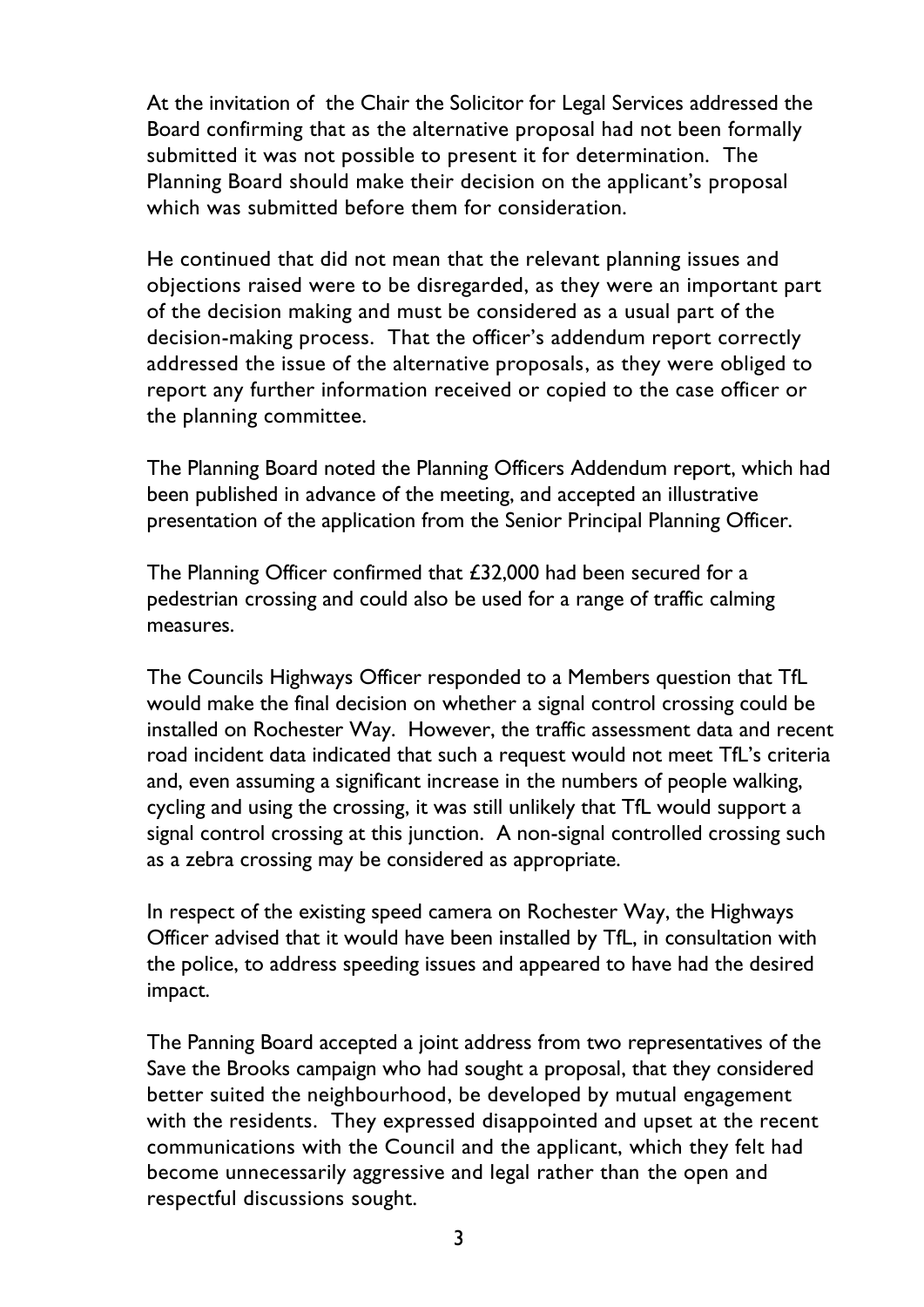At the invitation of  the Chair the Solicitor for Legal Services addressed the Board confirming that as the alternative proposal had not been formally submitted it was not possible to present it for determination.  The Planning Board should make their decision on the applicant's proposal which was submitted before them for consideration.

He continued that did not mean that the relevant planning issues and objections raised were to be disregarded, as they were an important part of the decision making and must be considered as a usual part of the decision-making process.  That the officer's addendum report correctly addressed the issue of the alternative proposals, as they were obliged to report any further information received or copied to the case officer or the planning committee.

The Planning Board noted the Planning Officers Addendum report, which had been published in advance of the meeting, and accepted an illustrative presentation of the application from the Senior Principal Planning Officer.

The Planning Officer confirmed that £32,000 had been secured for a pedestrian crossing and could also be used for a range of traffic calming measures.

The Councils Highways Officer responded to a Members question that TfL would make the final decision on whether a signal control crossing could be installed on Rochester Way.  However, the traffic assessment data and recent road incident data indicated that such a request would not meet TfL's criteria and, even assuming a significant increase in the numbers of people walking, cycling and using the crossing, it was still unlikely that TfL would support a signal control crossing at this junction.  A non-signal controlled crossing such as a zebra crossing may be considered as appropriate.

In respect of the existing speed camera on Rochester Way, the Highways Officer advised that it would have been installed by TfL, in consultation with the police, to address speeding issues and appeared to have had the desired impact.

The Panning Board accepted a joint address from two representatives of the Save the Brooks campaign who had sought a proposal, that they considered better suited the neighbourhood, be developed by mutual engagement with the residents.  They expressed disappointed and upset at the recent communications with the Council and the applicant, which they felt had become unnecessarily aggressive and legal rather than the open and respectful discussions sought.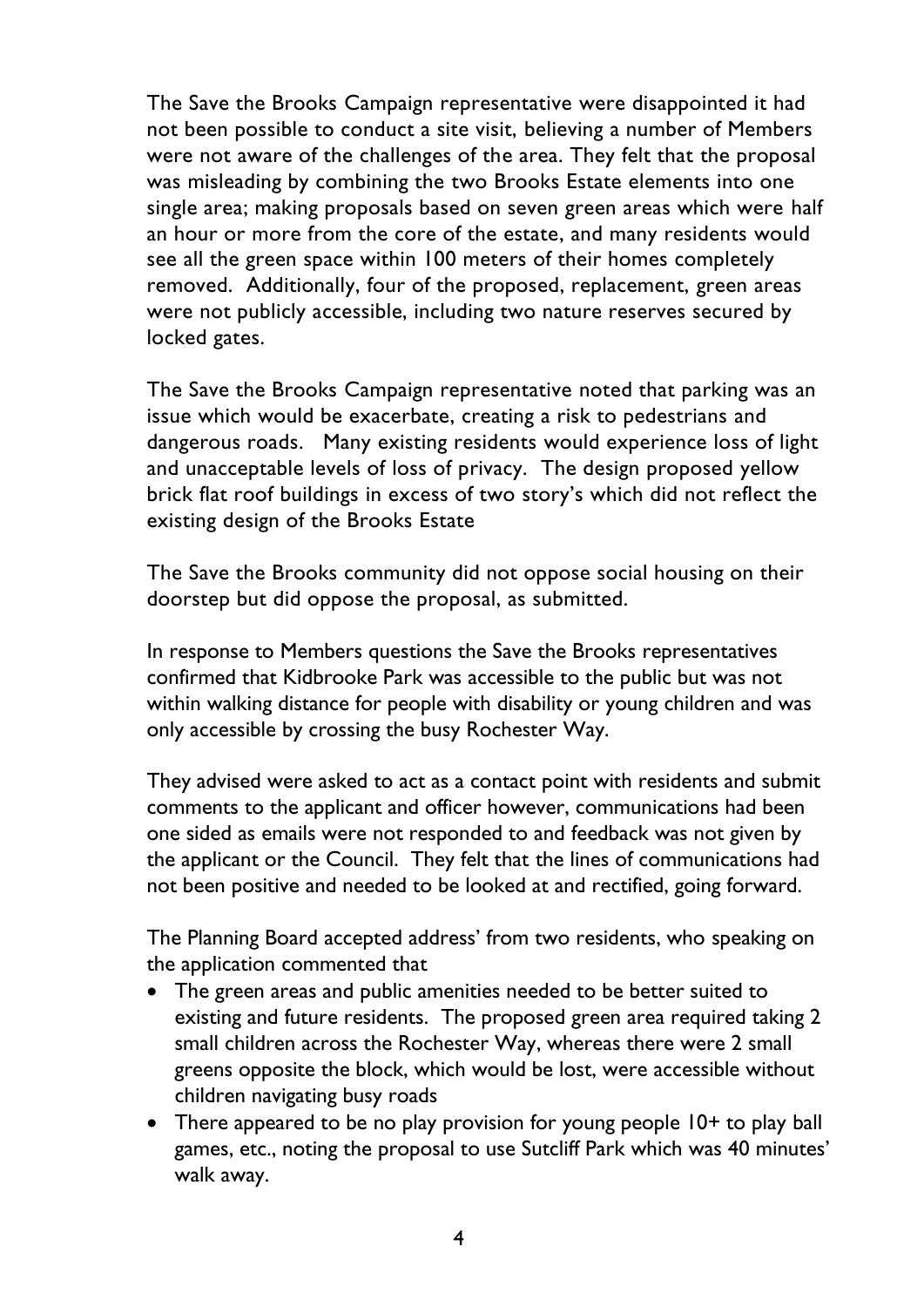The Save the Brooks Campaign representative were disappointed it had not been possible to conduct a site visit, believing a number of Members were not aware of the challenges of the area. They felt that the proposal was misleading by combining the two Brooks Estate elements into one single area; making proposals based on seven green areas which were half an hour or more from the core of the estate, and many residents would see all the green space within 100 meters of their homes completely removed. Additionally, four of the proposed, replacement, green areas were not publicly accessible, including two nature reserves secured by locked gates.

The Save the Brooks Campaign representative noted that parking was an issue which would be exacerbate, creating a risk to pedestrians and dangerous roads. Many existing residents would experience loss of light and unacceptable levels of loss of privacy. The design proposed yellow brick flat roof buildings in excess of two story's which did not reflect the existing design of the Brooks Estate

The Save the Brooks community did not oppose social housing on their doorstep but did oppose the proposal, as submitted.

In response to Members questions the Save the Brooks representatives confirmed that Kidbrooke Park was accessible to the public but was not within walking distance for people with disability or young children and was only accessible by crossing the busy Rochester Way.

They advised were asked to act as a contact point with residents and submit comments to the applicant and officer however, communications had been one sided as emails were not responded to and feedback was not given by the applicant or the Council. They felt that the lines of communications had not been positive and needed to be looked at and rectified, going forward.

The Planning Board accepted address' from two residents, who speaking on the application commented that

- The green areas and public amenities needed to be better suited to existing and future residents. The proposed green area required taking 2 small children across the Rochester Way, whereas there were 2 small greens opposite the block, which would be lost, were accessible without children navigating busy roads
- There appeared to be no play provision for young people 10+ to play ball games, etc., noting the proposal to use Sutcliff Park which was 40 minutes' walk away.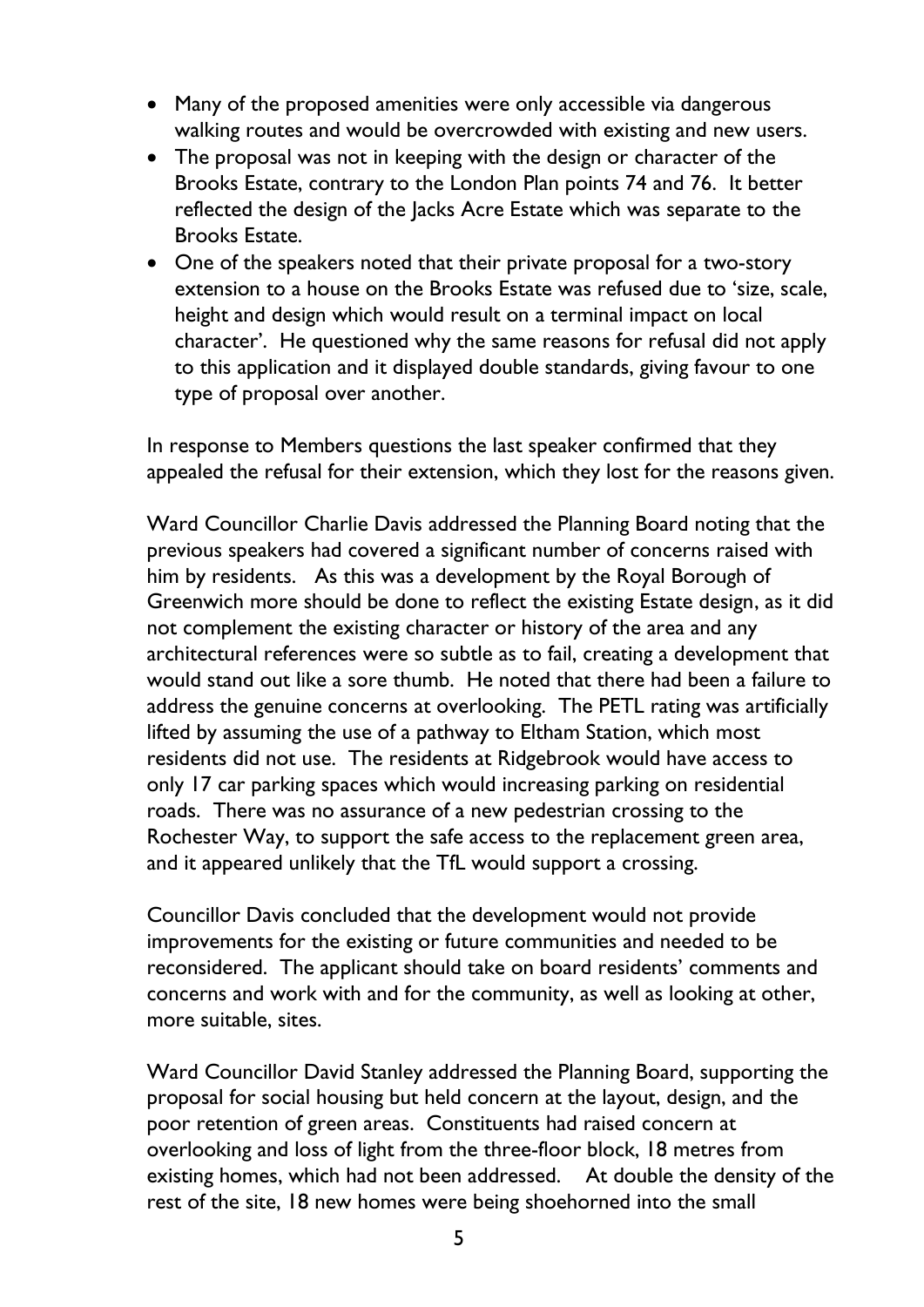- Many of the proposed amenities were only accessible via dangerous walking routes and would be overcrowded with existing and new users.
- The proposal was not in keeping with the design or character of the Brooks Estate, contrary to the London Plan points 74 and 76. It better reflected the design of the Jacks Acre Estate which was separate to the Brooks Estate.
- One of the speakers noted that their private proposal for a two-story extension to a house on the Brooks Estate was refused due to 'size, scale, height and design which would result on a terminal impact on local character'. He questioned why the same reasons for refusal did not apply to this application and it displayed double standards, giving favour to one type of proposal over another.

In response to Members questions the last speaker confirmed that they appealed the refusal for their extension, which they lost for the reasons given.

Ward Councillor Charlie Davis addressed the Planning Board noting that the previous speakers had covered a significant number of concerns raised with him by residents. As this was a development by the Royal Borough of Greenwich more should be done to reflect the existing Estate design, as it did not complement the existing character or history of the area and any architectural references were so subtle as to fail, creating a development that would stand out like a sore thumb. He noted that there had been a failure to address the genuine concerns at overlooking. The PETL rating was artificially lifted by assuming the use of a pathway to Eltham Station, which most residents did not use. The residents at Ridgebrook would have access to only 17 car parking spaces which would increasing parking on residential roads. There was no assurance of a new pedestrian crossing to the Rochester Way, to support the safe access to the replacement green area, and it appeared unlikely that the TfL would support a crossing.

Councillor Davis concluded that the development would not provide improvements for the existing or future communities and needed to be reconsidered. The applicant should take on board residents' comments and concerns and work with and for the community, as well as looking at other, more suitable, sites.

Ward Councillor David Stanley addressed the Planning Board, supporting the proposal for social housing but held concern at the layout, design, and the poor retention of green areas. Constituents had raised concern at overlooking and loss of light from the three-floor block, 18 metres from existing homes, which had not been addressed. At double the density of the rest of the site, 18 new homes were being shoehorned into the small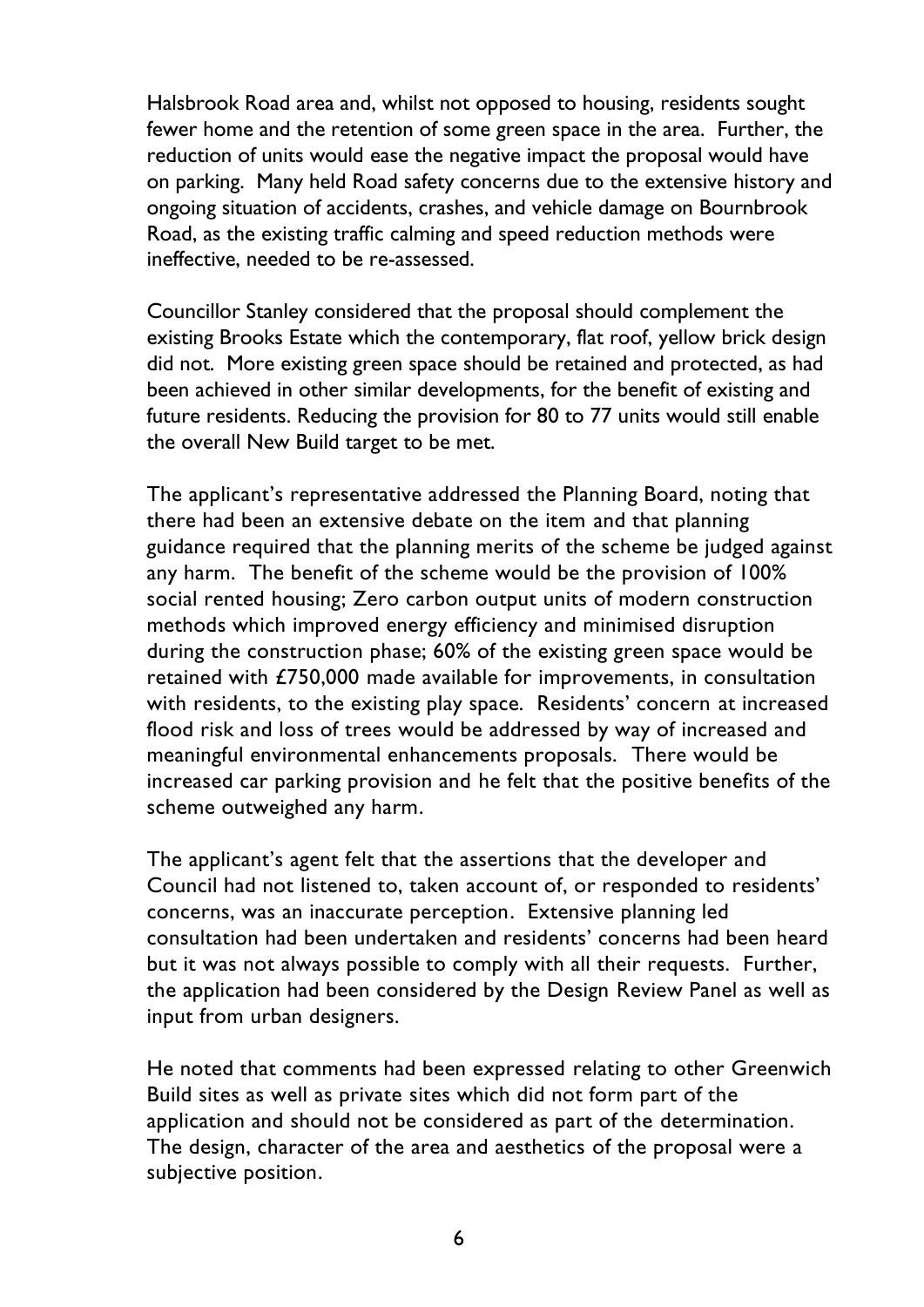Halsbrook Road area and, whilst not opposed to housing, residents sought fewer home and the retention of some green space in the area. Further, the reduction of units would ease the negative impact the proposal would have on parking. Many held Road safety concerns due to the extensive history and ongoing situation of accidents, crashes, and vehicle damage on Bournbrook Road, as the existing traffic calming and speed reduction methods were ineffective, needed to be re-assessed.

Councillor Stanley considered that the proposal should complement the existing Brooks Estate which the contemporary, flat roof, yellow brick design did not. More existing green space should be retained and protected, as had been achieved in other similar developments, for the benefit of existing and future residents. Reducing the provision for 80 to 77 units would still enable the overall New Build target to be met.

The applicant's representative addressed the Planning Board, noting that there had been an extensive debate on the item and that planning guidance required that the planning merits of the scheme be judged against any harm. The benefit of the scheme would be the provision of 100% social rented housing; Zero carbon output units of modern construction methods which improved energy efficiency and minimised disruption during the construction phase; 60% of the existing green space would be retained with £750,000 made available for improvements, in consultation with residents, to the existing play space. Residents' concern at increased flood risk and loss of trees would be addressed by way of increased and meaningful environmental enhancements proposals. There would be increased car parking provision and he felt that the positive benefits of the scheme outweighed any harm.

The applicant's agent felt that the assertions that the developer and Council had not listened to, taken account of, or responded to residents' concerns, was an inaccurate perception. Extensive planning led consultation had been undertaken and residents' concerns had been heard but it was not always possible to comply with all their requests. Further, the application had been considered by the Design Review Panel as well as input from urban designers.

He noted that comments had been expressed relating to other Greenwich Build sites as well as private sites which did not form part of the application and should not be considered as part of the determination. The design, character of the area and aesthetics of the proposal were a subjective position.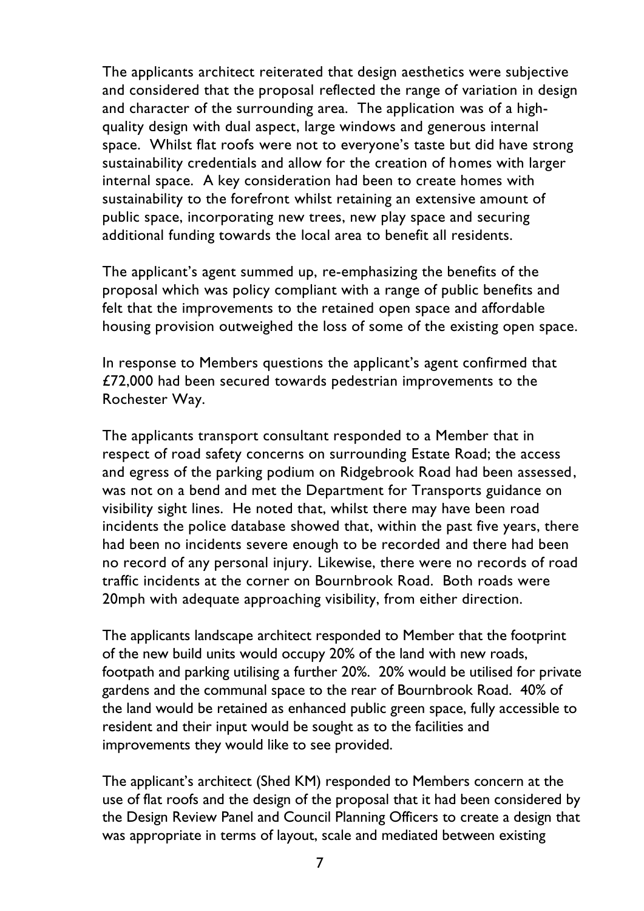The applicants architect reiterated that design aesthetics were subjective and considered that the proposal reflected the range of variation in design and character of the surrounding area. The application was of a high-quality design with dual aspect, large windows and generous internal space. Whilst flat roofs were not to everyone's taste but did have strong sustainability credentials and allow for the creation of homes with larger internal space. A key consideration had been to create homes with sustainability to the forefront whilst retaining an extensive amount of public space, incorporating new trees, new play space and securing additional funding towards the local area to benefit all residents.

The applicant's agent summed up, re-emphasizing the benefits of the proposal which was policy compliant with a range of public benefits and felt that the improvements to the retained open space and affordable housing provision outweighed the loss of some of the existing open space.

In response to Members questions the applicant's agent confirmed that £72,000 had been secured towards pedestrian improvements to the Rochester Way.

The applicants transport consultant responded to a Member that in respect of road safety concerns on surrounding Estate Road; the access and egress of the parking podium on Ridgebrook Road had been assessed, was not on a bend and met the Department for Transports guidance on visibility sight lines. He noted that, whilst there may have been road incidents the police database showed that, within the past five years, there had been no incidents severe enough to be recorded and there had been no record of any personal injury. Likewise, there were no records of road traffic incidents at the corner on Bournbrook Road. Both roads were 20mph with adequate approaching visibility, from either direction.

The applicants landscape architect responded to Member that the footprint of the new build units would occupy 20% of the land with new roads, footpath and parking utilising a further 20%. 20% would be utilised for private gardens and the communal space to the rear of Bournbrook Road. 40% of the land would be retained as enhanced public green space, fully accessible to resident and their input would be sought as to the facilities and improvements they would like to see provided.

The applicant's architect (Shed KM) responded to Members concern at the use of flat roofs and the design of the proposal that it had been considered by the Design Review Panel and Council Planning Officers to create a design that was appropriate in terms of layout, scale and mediated between existing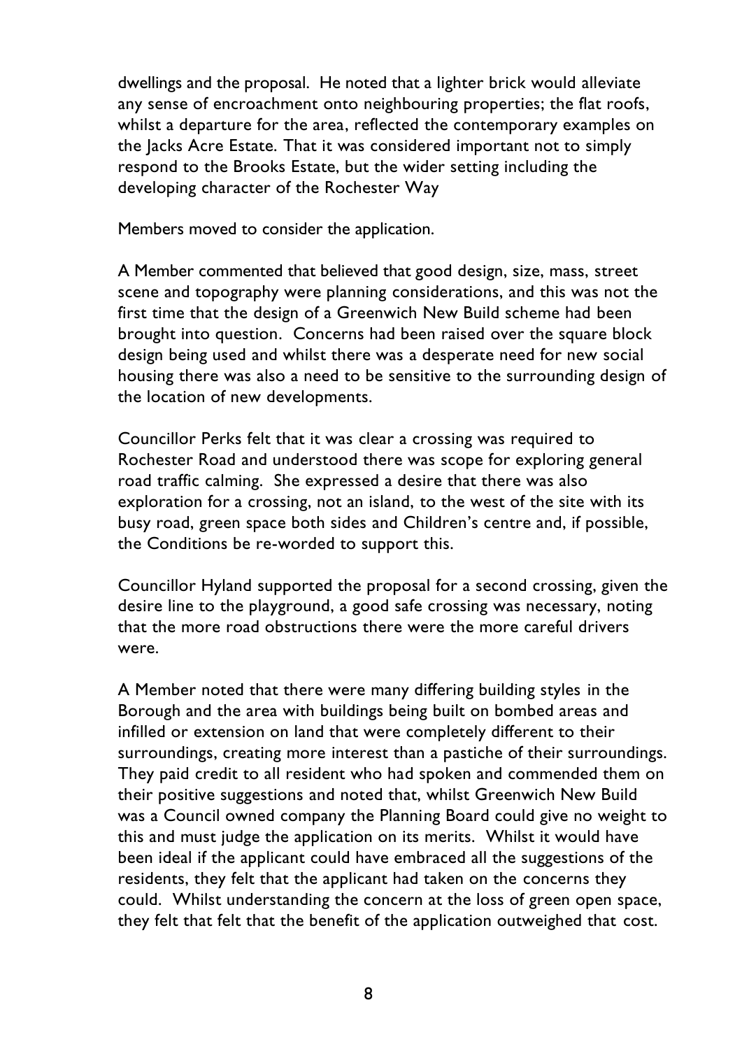dwellings and the proposal. He noted that a lighter brick would alleviate any sense of encroachment onto neighbouring properties; the flat roofs, whilst a departure for the area, reflected the contemporary examples on the Jacks Acre Estate. That it was considered important not to simply respond to the Brooks Estate, but the wider setting including the developing character of the Rochester Way

Members moved to consider the application.

A Member commented that believed that good design, size, mass, street scene and topography were planning considerations, and this was not the first time that the design of a Greenwich New Build scheme had been brought into question. Concerns had been raised over the square block design being used and whilst there was a desperate need for new social housing there was also a need to be sensitive to the surrounding design of the location of new developments.

Councillor Perks felt that it was clear a crossing was required to Rochester Road and understood there was scope for exploring general road traffic calming. She expressed a desire that there was also exploration for a crossing, not an island, to the west of the site with its busy road, green space both sides and Children's centre and, if possible, the Conditions be re-worded to support this.

Councillor Hyland supported the proposal for a second crossing, given the desire line to the playground, a good safe crossing was necessary, noting that the more road obstructions there were the more careful drivers were.

A Member noted that there were many differing building styles in the Borough and the area with buildings being built on bombed areas and infilled or extension on land that were completely different to their surroundings, creating more interest than a pastiche of their surroundings. They paid credit to all resident who had spoken and commended them on their positive suggestions and noted that, whilst Greenwich New Build was a Council owned company the Planning Board could give no weight to this and must judge the application on its merits. Whilst it would have been ideal if the applicant could have embraced all the suggestions of the residents, they felt that the applicant had taken on the concerns they could. Whilst understanding the concern at the loss of green open space, they felt that felt that the benefit of the application outweighed that cost.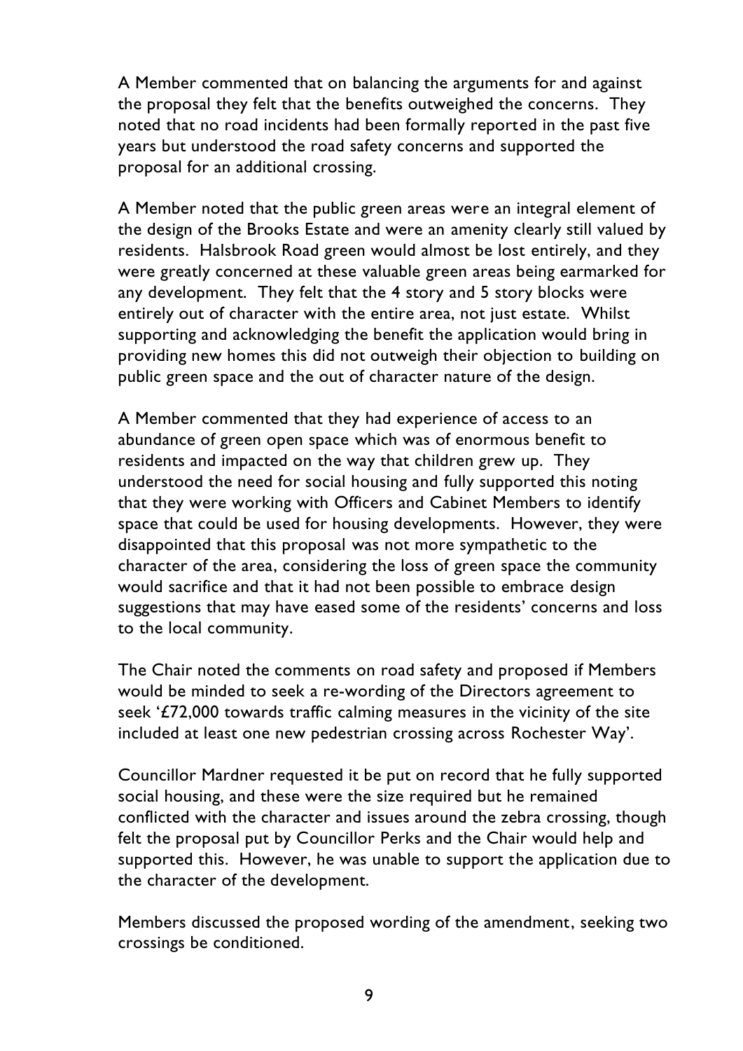A Member commented that on balancing the arguments for and against the proposal they felt that the benefits outweighed the concerns. They noted that no road incidents had been formally reported in the past five years but understood the road safety concerns and supported the proposal for an additional crossing.

A Member noted that the public green areas were an integral element of the design of the Brooks Estate and were an amenity clearly still valued by residents. Halsbrook Road green would almost be lost entirely, and they were greatly concerned at these valuable green areas being earmarked for any development. They felt that the 4 story and 5 story blocks were entirely out of character with the entire area, not just estate. Whilst supporting and acknowledging the benefit the application would bring in providing new homes this did not outweigh their objection to building on public green space and the out of character nature of the design.

A Member commented that they had experience of access to an abundance of green open space which was of enormous benefit to residents and impacted on the way that children grew up. They understood the need for social housing and fully supported this noting that they were working with Officers and Cabinet Members to identify space that could be used for housing developments. However, they were disappointed that this proposal was not more sympathetic to the character of the area, considering the loss of green space the community would sacrifice and that it had not been possible to embrace design suggestions that may have eased some of the residents' concerns and loss to the local community.

The Chair noted the comments on road safety and proposed if Members would be minded to seek a re-wording of the Directors agreement to seek '£72,000 towards traffic calming measures in the vicinity of the site included at least one new pedestrian crossing across Rochester Way'.

Councillor Mardner requested it be put on record that he fully supported social housing, and these were the size required but he remained conflicted with the character and issues around the zebra crossing, though felt the proposal put by Councillor Perks and the Chair would help and supported this. However, he was unable to support the application due to the character of the development.

Members discussed the proposed wording of the amendment, seeking two crossings be conditioned.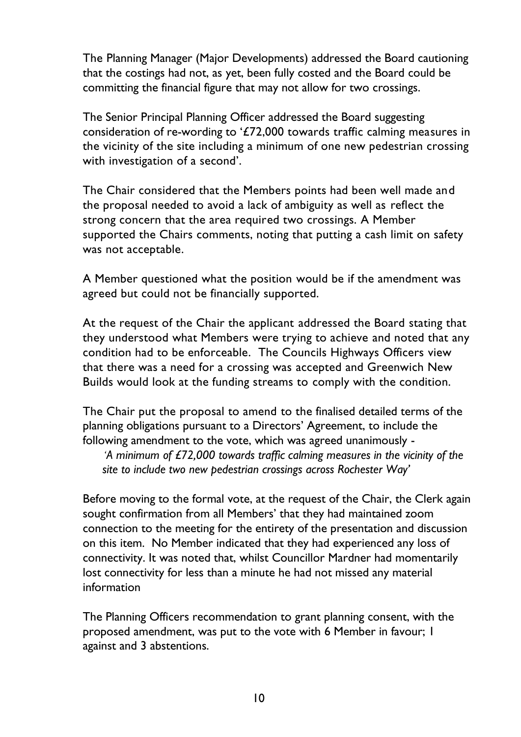The Planning Manager (Major Developments) addressed the Board cautioning that the costings had not, as yet, been fully costed and the Board could be committing the financial figure that may not allow for two crossings.

The Senior Principal Planning Officer addressed the Board suggesting consideration of re-wording to '£72,000 towards traffic calming measures in the vicinity of the site including a minimum of one new pedestrian crossing with investigation of a second'.

The Chair considered that the Members points had been well made and the proposal needed to avoid a lack of ambiguity as well as reflect the strong concern that the area required two crossings. A Member supported the Chairs comments, noting that putting a cash limit on safety was not acceptable.

A Member questioned what the position would be if the amendment was agreed but could not be financially supported.

At the request of the Chair the applicant addressed the Board stating that they understood what Members were trying to achieve and noted that any condition had to be enforceable. The Councils Highways Officers view that there was a need for a crossing was accepted and Greenwich New Builds would look at the funding streams to comply with the condition.

The Chair put the proposal to amend to the finalised detailed terms of the planning obligations pursuant to a Directors' Agreement, to include the following amendment to the vote, which was agreed unanimously -

> *'A minimum of £72,000 towards traffic calming measures in the vicinity of the site to include two new pedestrian crossings across Rochester Way'*

Before moving to the formal vote, at the request of the Chair, the Clerk again sought confirmation from all Members' that they had maintained zoom connection to the meeting for the entirety of the presentation and discussion on this item. No Member indicated that they had experienced any loss of connectivity. It was noted that, whilst Councillor Mardner had momentarily lost connectivity for less than a minute he had not missed any material information

The Planning Officers recommendation to grant planning consent, with the proposed amendment, was put to the vote with 6 Member in favour; 1 against and 3 abstentions.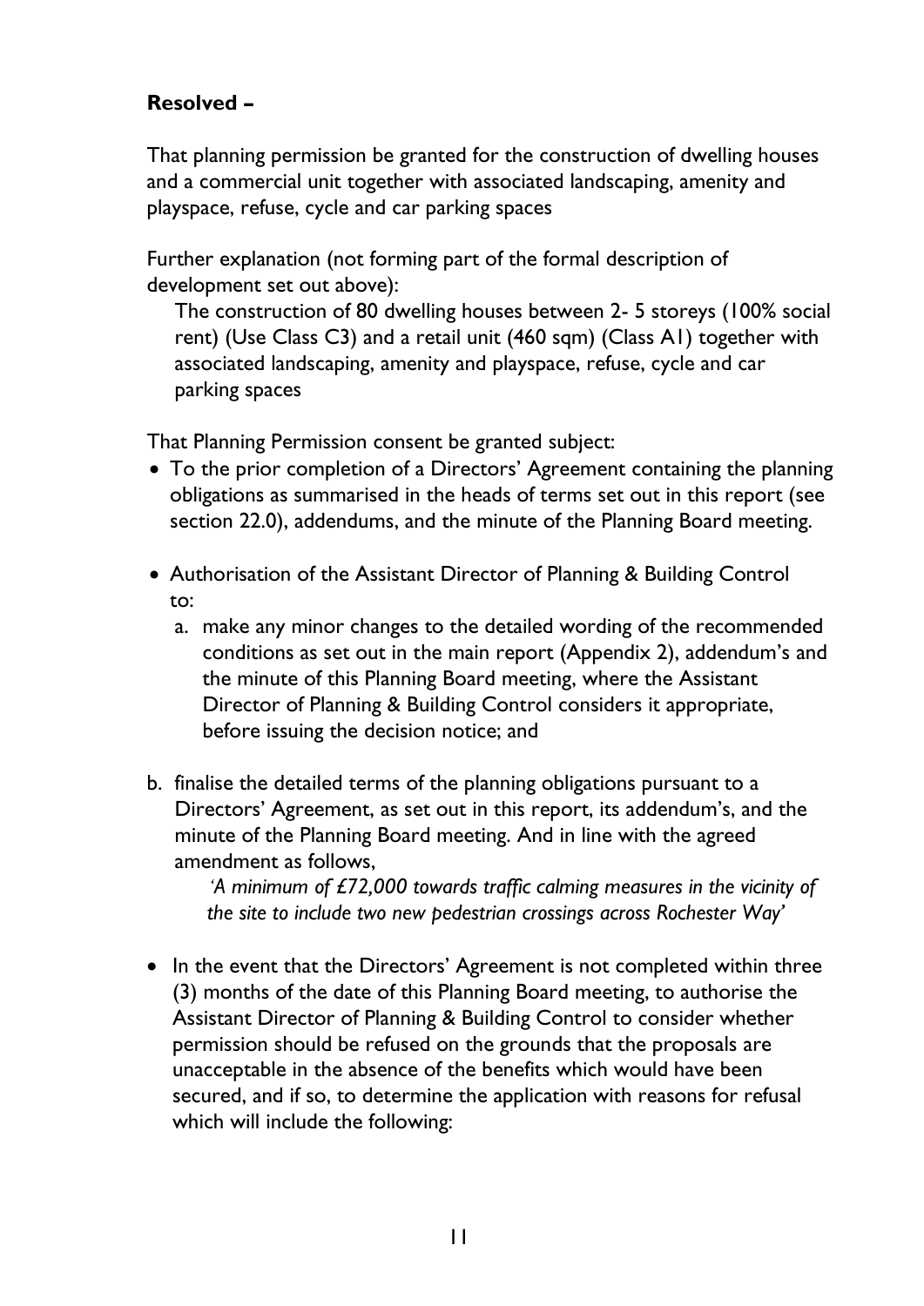**Resolved –**

That planning permission be granted for the construction of dwelling houses and a commercial unit together with associated landscaping, amenity and playspace, refuse, cycle and car parking spaces

Further explanation (not forming part of the formal description of development set out above):

> The construction of 80 dwelling houses between 2- 5 storeys (100% social rent) (Use Class C3) and a retail unit (460 sqm) (Class A1) together with associated landscaping, amenity and playspace, refuse, cycle and car parking spaces

That Planning Permission consent be granted subject:

- To the prior completion of a Directors' Agreement containing the planning obligations as summarised in the heads of terms set out in this report (see section 22.0), addendums, and the minute of the Planning Board meeting.

- Authorisation of the Assistant Director of Planning & Building Control to:

    a. make any minor changes to the detailed wording of the recommended conditions as set out in the main report (Appendix 2), addendum's and the minute of this Planning Board meeting, where the Assistant Director of Planning & Building Control considers it appropriate, before issuing the decision notice; and

  b. finalise the detailed terms of the planning obligations pursuant to a Directors' Agreement, as set out in this report, its addendum's, and the minute of the Planning Board meeting. And in line with the agreed amendment as follows,

     *'A minimum of £72,000 towards traffic calming measures in the vicinity of the site to include two new pedestrian crossings across Rochester Way'*

- In the event that the Directors' Agreement is not completed within three (3) months of the date of this Planning Board meeting, to authorise the Assistant Director of Planning & Building Control to consider whether permission should be refused on the grounds that the proposals are unacceptable in the absence of the benefits which would have been secured, and if so, to determine the application with reasons for refusal which will include the following: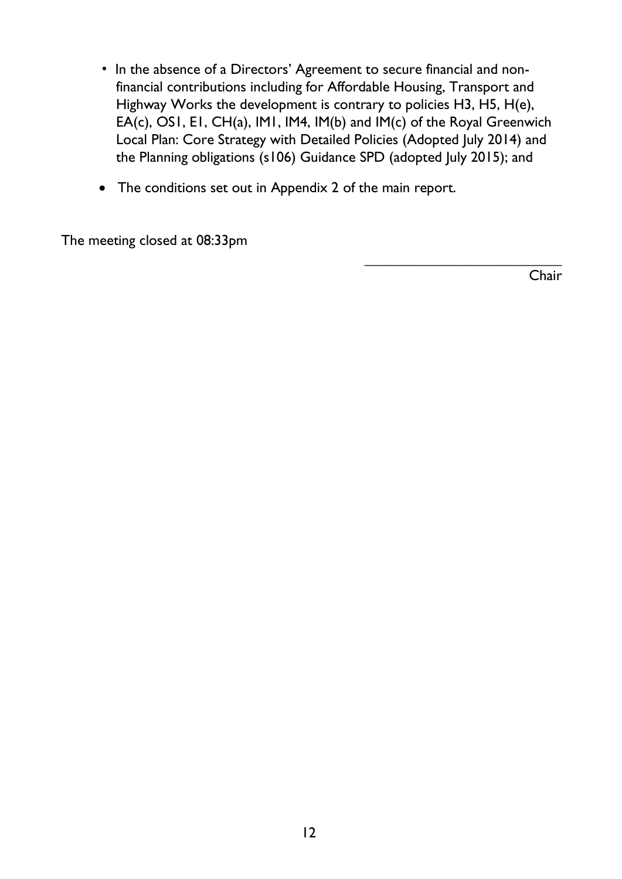- In the absence of a Directors' Agreement to secure financial and non-financial contributions including for Affordable Housing, Transport and Highway Works the development is contrary to policies H3, H5, H(e), EA(c), OS1, E1, CH(a), IM1, IM4, IM(b) and IM(c) of the Royal Greenwich Local Plan: Core Strategy with Detailed Policies (Adopted July 2014) and the Planning obligations (s106) Guidance SPD (adopted July 2015); and
- The conditions set out in Appendix 2 of the main report.

The meeting closed at 08:33pm

\_\_\_\_\_\_\_\_\_\_\_\_\_\_\_\_\_\_\_\_\_\_\_\_\_\_\_

Chair